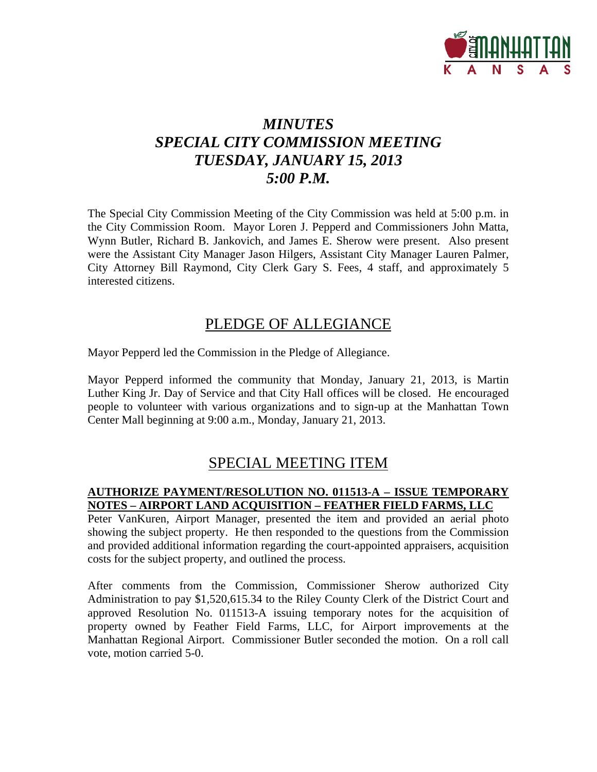# *MINUTES*
# *SPECIAL CITY COMMISSION MEETING*
# *TUESDAY, JANUARY 15, 2013*
# *5:00 P.M.*

The Special City Commission Meeting of the City Commission was held at 5:00 p.m. in the City Commission Room. Mayor Loren J. Pepperd and Commissioners John Matta, Wynn Butler, Richard B. Jankovich, and James E. Sherow were present. Also present were the Assistant City Manager Jason Hilgers, Assistant City Manager Lauren Palmer, City Attorney Bill Raymond, City Clerk Gary S. Fees, 4 staff, and approximately 5 interested citizens.

## PLEDGE OF ALLEGIANCE

Mayor Pepperd led the Commission in the Pledge of Allegiance.

Mayor Pepperd informed the community that Monday, January 21, 2013, is Martin Luther King Jr. Day of Service and that City Hall offices will be closed. He encouraged people to volunteer with various organizations and to sign-up at the Manhattan Town Center Mall beginning at 9:00 a.m., Monday, January 21, 2013.

## SPECIAL MEETING ITEM

**AUTHORIZE PAYMENT/RESOLUTION NO. 011513-A – ISSUE TEMPORARY NOTES – AIRPORT LAND ACQUISITION – FEATHER FIELD FARMS, LLC**

Peter VanKuren, Airport Manager, presented the item and provided an aerial photo showing the subject property. He then responded to the questions from the Commission and provided additional information regarding the court-appointed appraisers, acquisition costs for the subject property, and outlined the process.

After comments from the Commission, Commissioner Sherow authorized City Administration to pay $1,520,615.34 to the Riley County Clerk of the District Court and approved Resolution No. 011513-A issuing temporary notes for the acquisition of property owned by Feather Field Farms, LLC, for Airport improvements at the Manhattan Regional Airport. Commissioner Butler seconded the motion. On a roll call vote, motion carried 5-0.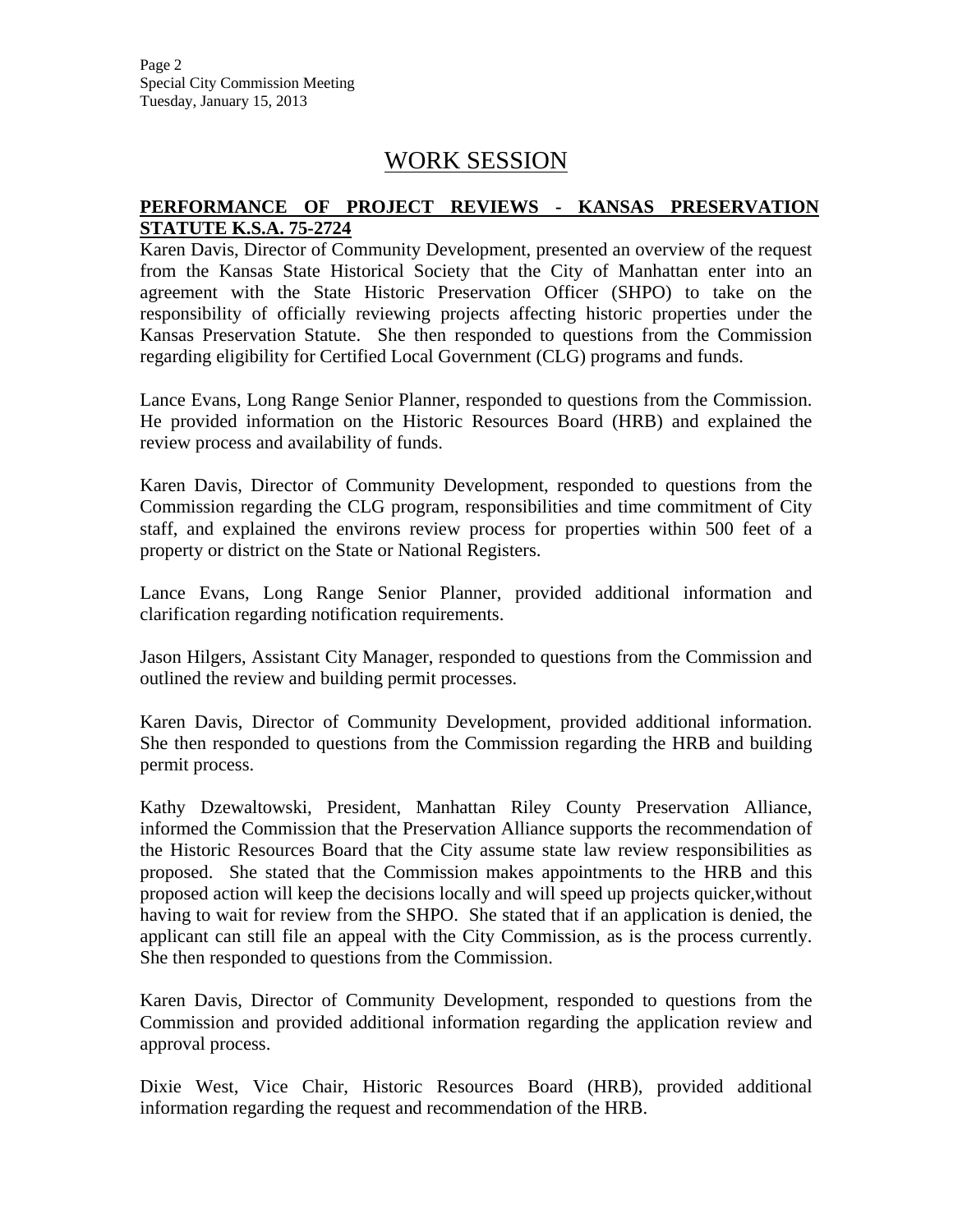# WORK SESSION

**PERFORMANCE OF PROJECT REVIEWS - KANSAS PRESERVATION STATUTE K.S.A. 75-2724**

Karen Davis, Director of Community Development, presented an overview of the request from the Kansas State Historical Society that the City of Manhattan enter into an agreement with the State Historic Preservation Officer (SHPO) to take on the responsibility of officially reviewing projects affecting historic properties under the Kansas Preservation Statute. She then responded to questions from the Commission regarding eligibility for Certified Local Government (CLG) programs and funds.

Lance Evans, Long Range Senior Planner, responded to questions from the Commission. He provided information on the Historic Resources Board (HRB) and explained the review process and availability of funds.

Karen Davis, Director of Community Development, responded to questions from the Commission regarding the CLG program, responsibilities and time commitment of City staff, and explained the environs review process for properties within 500 feet of a property or district on the State or National Registers.

Lance Evans, Long Range Senior Planner, provided additional information and clarification regarding notification requirements.

Jason Hilgers, Assistant City Manager, responded to questions from the Commission and outlined the review and building permit processes.

Karen Davis, Director of Community Development, provided additional information. She then responded to questions from the Commission regarding the HRB and building permit process.

Kathy Dzewaltowski, President, Manhattan Riley County Preservation Alliance, informed the Commission that the Preservation Alliance supports the recommendation of the Historic Resources Board that the City assume state law review responsibilities as proposed. She stated that the Commission makes appointments to the HRB and this proposed action will keep the decisions locally and will speed up projects quicker,without having to wait for review from the SHPO. She stated that if an application is denied, the applicant can still file an appeal with the City Commission, as is the process currently. She then responded to questions from the Commission.

Karen Davis, Director of Community Development, responded to questions from the Commission and provided additional information regarding the application review and approval process.

Dixie West, Vice Chair, Historic Resources Board (HRB), provided additional information regarding the request and recommendation of the HRB.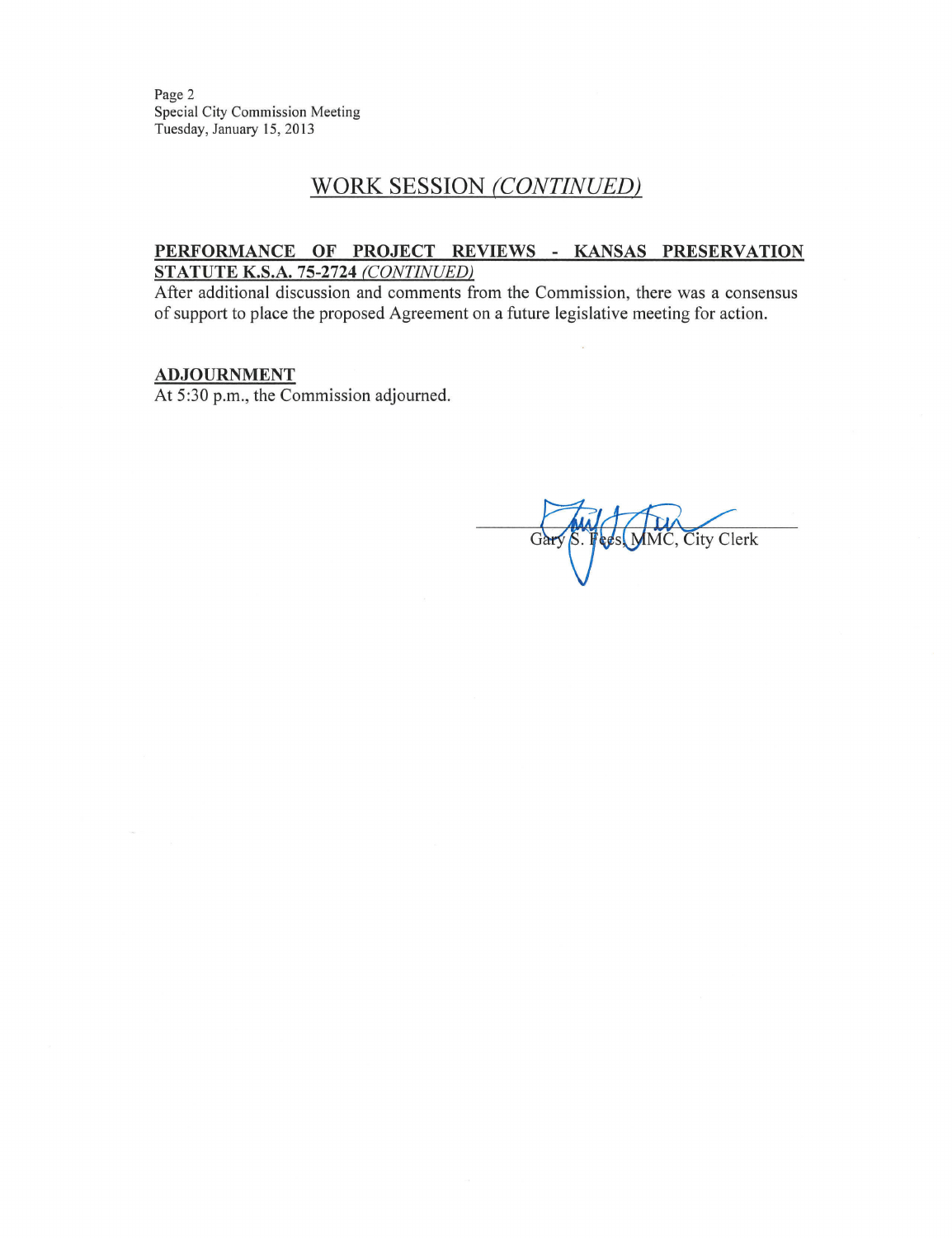## WORK SESSION *(CONTINUED)*

**PERFORMANCE OF PROJECT REVIEWS - KANSAS PRESERVATION STATUTE K.S.A. 75-2724** *(CONTINUED)*

After additional discussion and comments from the Commission, there was a consensus of support to place the proposed Agreement on a future legislative meeting for action.

**ADJOURNMENT**

At 5:30 p.m., the Commission adjourned.

Gary S. Fees, MMC, City Clerk